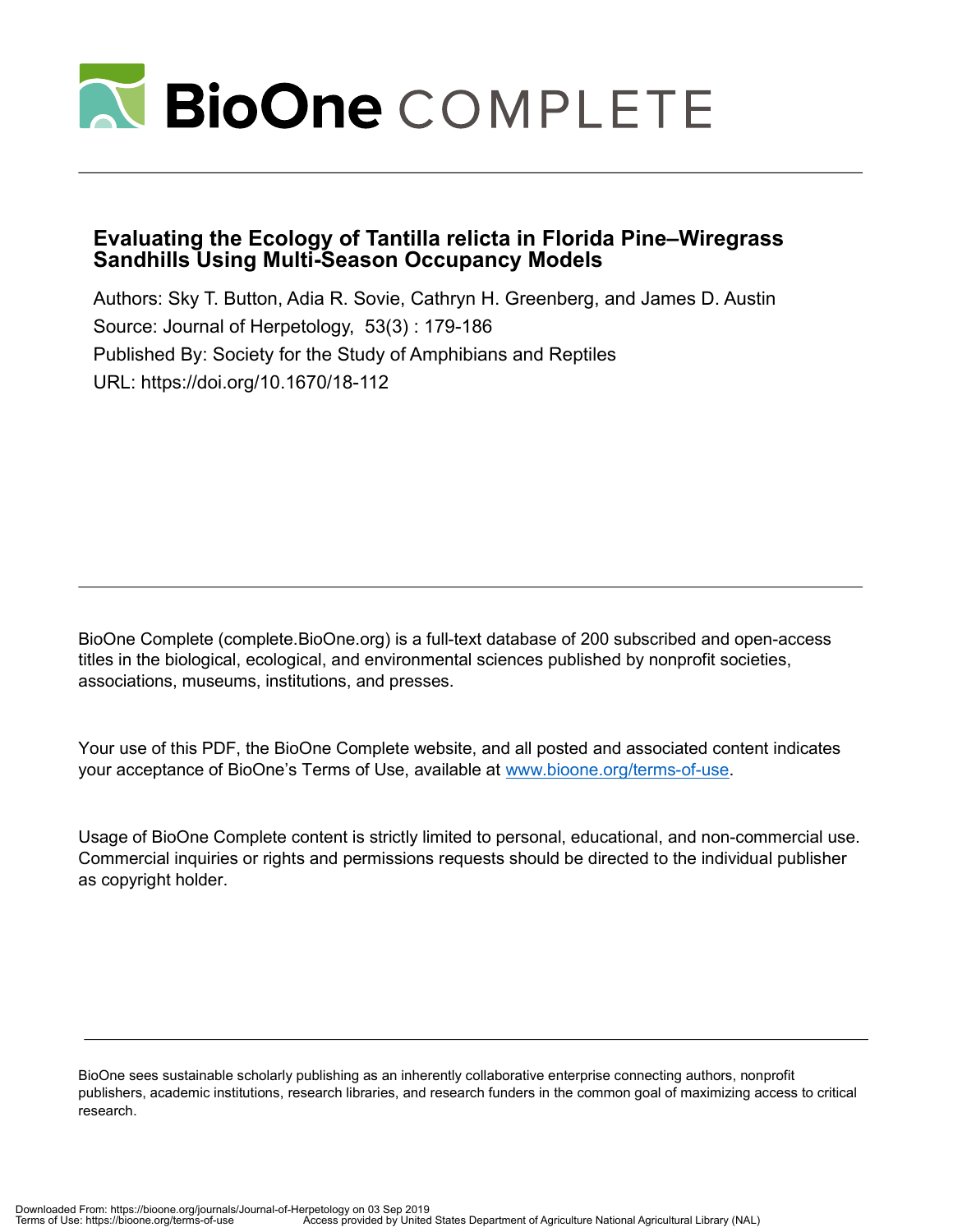# Evaluating the Ecology of Tantilla relicta in Florida Pine–Wiregrass Sandhills Using Multi-Season Occupancy Models

Authors: Sky T. Button, Adia R. Sovie, Cathryn H. Greenberg, and James D. Austin

Source: Journal of Herpetology, 53(3) : 179-186

Published By: Society for the Study of Amphibians and Reptiles

URL: https://doi.org/10.1670/18-112

BioOne Complete (complete.BioOne.org) is a full-text database of 200 subscribed and open-access titles in the biological, ecological, and environmental sciences published by nonprofit societies, associations, museums, institutions, and presses.

Your use of this PDF, the BioOne Complete website, and all posted and associated content indicates your acceptance of BioOne's Terms of Use, available at www.bioone.org/terms-of-use.

Usage of BioOne Complete content is strictly limited to personal, educational, and non-commercial use. Commercial inquiries or rights and permissions requests should be directed to the individual publisher as copyright holder.

BioOne sees sustainable scholarly publishing as an inherently collaborative enterprise connecting authors, nonprofit publishers, academic institutions, research libraries, and research funders in the common goal of maximizing access to critical research.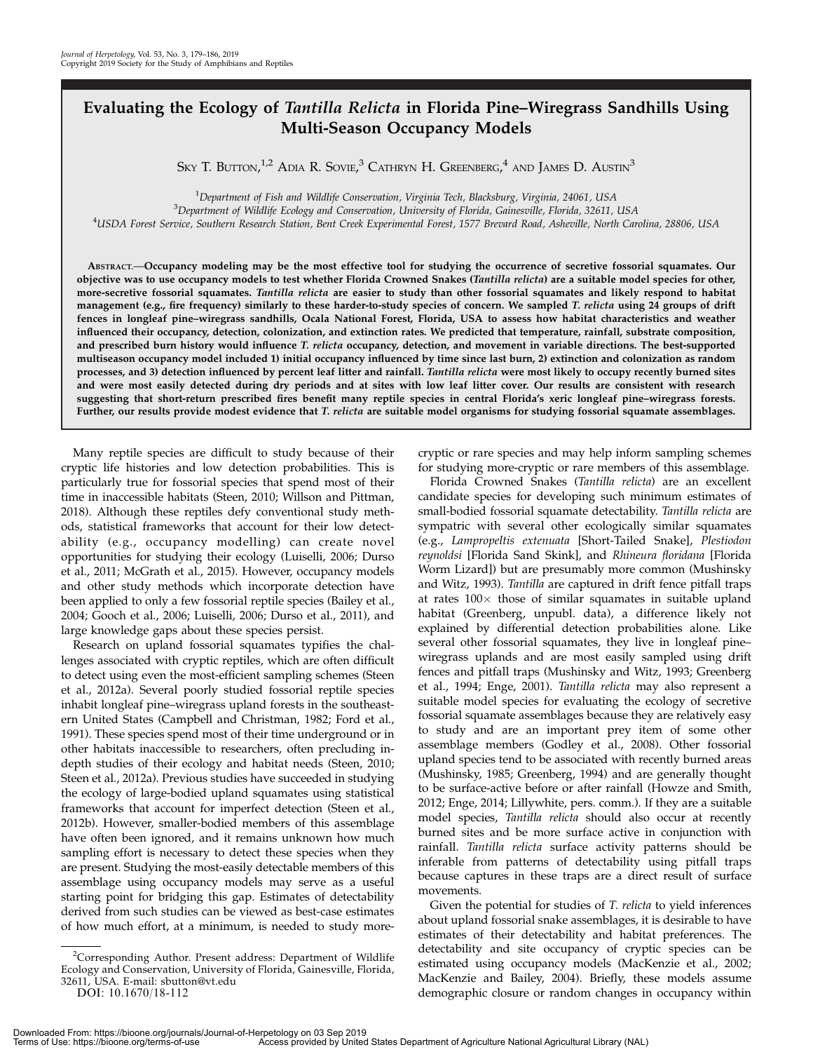# Evaluating the Ecology of *Tantilla Relicta* in Florida Pine–Wiregrass Sandhills Using Multi-Season Occupancy Models

Sky T. Button,[1,2] Adia R. Sovie,[3] Cathryn H. Greenberg,[4] and James D. Austin[3]

[1]Department of Fish and Wildlife Conservation, Virginia Tech, Blacksburg, Virginia, 24061, USA
[3]Department of Wildlife Ecology and Conservation, University of Florida, Gainesville, Florida, 32611, USA
[4]USDA Forest Service, Southern Research Station, Bent Creek Experimental Forest, 1577 Brevard Road, Asheville, North Carolina, 28806, USA

**Abstract.—Occupancy modeling may be the most effective tool for studying the occurrence of secretive fossorial squamates. Our objective was to use occupancy models to test whether Florida Crowned Snakes (*Tantilla relicta*) are a suitable model species for other, more-secretive fossorial squamates. *Tantilla relicta* are easier to study than other fossorial squamates and likely respond to habitat management (e.g., fire frequency) similarly to these harder-to-study species of concern. We sampled *T. relicta* using 24 groups of drift fences in longleaf pine–wiregrass sandhills, Ocala National Forest, Florida, USA to assess how habitat characteristics and weather influenced their occupancy, detection, colonization, and extinction rates. We predicted that temperature, rainfall, substrate composition, and prescribed burn history would influence *T. relicta* occupancy, detection, and movement in variable directions. The best-supported multiseason occupancy model included 1) initial occupancy influenced by time since last burn, 2) extinction and colonization as random processes, and 3) detection influenced by percent leaf litter and rainfall. *Tantilla relicta* were most likely to occupy recently burned sites and were most easily detected during dry periods and at sites with low leaf litter cover. Our results are consistent with research suggesting that short-return prescribed fires benefit many reptile species in central Florida's xeric longleaf pine–wiregrass forests. Further, our results provide modest evidence that *T. relicta* are suitable model organisms for studying fossorial squamate assemblages.**

Many reptile species are difficult to study because of their cryptic life histories and low detection probabilities. This is particularly true for fossorial species that spend most of their time in inaccessible habitats (Steen, 2010; Willson and Pittman, 2018). Although these reptiles defy conventional study methods, statistical frameworks that account for their low detectability (e.g., occupancy modelling) can create novel opportunities for studying their ecology (Luiselli, 2006; Durso et al., 2011; McGrath et al., 2015). However, occupancy models and other study methods which incorporate detection have been applied to only a few fossorial reptile species (Bailey et al., 2004; Gooch et al., 2006; Luiselli, 2006; Durso et al., 2011), and large knowledge gaps about these species persist.

Research on upland fossorial squamates typifies the challenges associated with cryptic reptiles, which are often difficult to detect using even the most-efficient sampling schemes (Steen et al., 2012a). Several poorly studied fossorial reptile species inhabit longleaf pine–wiregrass upland forests in the southeastern United States (Campbell and Christman, 1982; Ford et al., 1991). These species spend most of their time underground or in other habitats inaccessible to researchers, often precluding in-depth studies of their ecology and habitat needs (Steen, 2010; Steen et al., 2012a). Previous studies have succeeded in studying the ecology of large-bodied upland squamates using statistical frameworks that account for imperfect detection (Steen et al., 2012b). However, smaller-bodied members of this assemblage have often been ignored, and it remains unknown how much sampling effort is necessary to detect these species when they are present. Studying the most-easily detectable members of this assemblage using occupancy models may serve as a useful starting point for bridging this gap. Estimates of detectability derived from such studies can be viewed as best-case estimates of how much effort, at a minimum, is needed to study more-cryptic or rare species and may help inform sampling schemes for studying more-cryptic or rare members of this assemblage.

Florida Crowned Snakes (*Tantilla relicta*) are an excellent candidate species for developing such minimum estimates of small-bodied fossorial squamate detectability. *Tantilla relicta* are sympatric with several other ecologically similar squamates (e.g., *Lampropeltis extenuata* [Short-Tailed Snake], *Plestiodon reynoldsi* [Florida Sand Skink], and *Rhineura floridana* [Florida Worm Lizard]) but are presumably more common (Mushinsky and Witz, 1993). *Tantilla* are captured in drift fence pitfall traps at rates 100× those of similar squamates in suitable upland habitat (Greenberg, unpubl. data), a difference likely not explained by differential detection probabilities alone. Like several other fossorial squamates, they live in longleaf pine–wiregrass uplands and are most easily sampled using drift fences and pitfall traps (Mushinsky and Witz, 1993; Greenberg et al., 1994; Enge, 2001). *Tantilla relicta* may also represent a suitable model species for evaluating the ecology of secretive fossorial squamate assemblages because they are relatively easy to study and are an important prey item of some other assemblage members (Godley et al., 2008). Other fossorial upland species tend to be associated with recently burned areas (Mushinsky, 1985; Greenberg, 1994) and are generally thought to be surface-active before or after rainfall (Howze and Smith, 2012; Enge, 2014; Lillywhite, pers. comm.). If they are a suitable model species, *Tantilla relicta* should also occur at recently burned sites and be more surface active in conjunction with rainfall. *Tantilla relicta* surface activity patterns should be inferable from patterns of detectability using pitfall traps because captures in these traps are a direct result of surface movements.

Given the potential for studies of *T. relicta* to yield inferences about upland fossorial snake assemblages, it is desirable to have estimates of their detectability and habitat preferences. The detectability and site occupancy of cryptic species can be estimated using occupancy models (MacKenzie et al., 2002; MacKenzie and Bailey, 2004). Briefly, these models assume demographic closure or random changes in occupancy within

[2]Corresponding Author. Present address: Department of Wildlife Ecology and Conservation, University of Florida, Gainesville, Florida, 32611, USA. E-mail: sbutton@vt.edu
DOI: 10.1670/18-112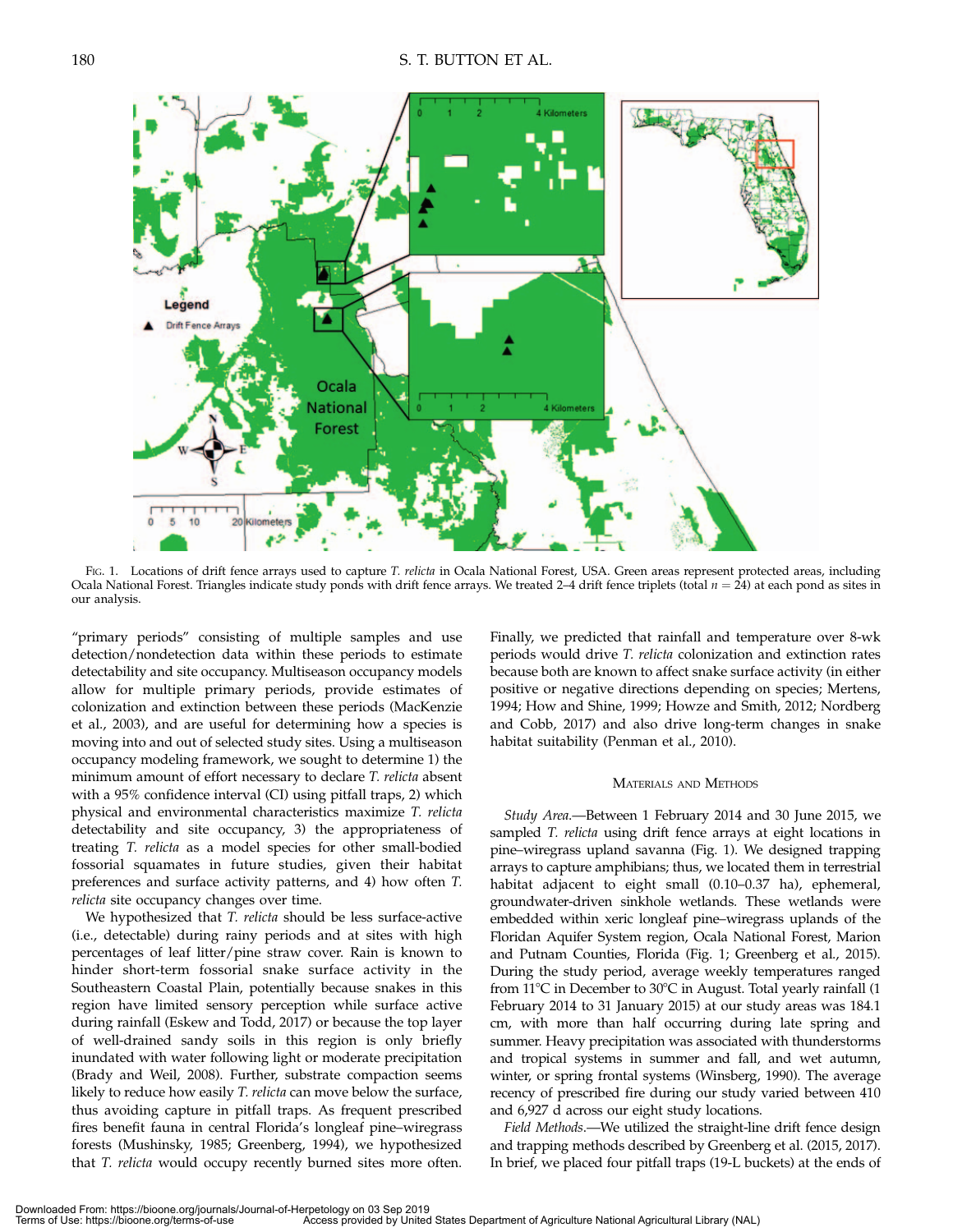Fig. 1. Locations of drift fence arrays used to capture *T. relicta* in Ocala National Forest, USA. Green areas represent protected areas, including Ocala National Forest. Triangles indicate study ponds with drift fence arrays. We treated 2–4 drift fence triplets (total $n = 24$) at each pond as sites in our analysis.

"primary periods" consisting of multiple samples and use detection/nondetection data within these periods to estimate detectability and site occupancy. Multiseason occupancy models allow for multiple primary periods, provide estimates of colonization and extinction between these periods (MacKenzie et al., 2003), and are useful for determining how a species is moving into and out of selected study sites. Using a multiseason occupancy modeling framework, we sought to determine 1) the minimum amount of effort necessary to declare *T. relicta* absent with a 95% confidence interval (CI) using pitfall traps, 2) which physical and environmental characteristics maximize *T. relicta* detectability and site occupancy, 3) the appropriateness of treating *T. relicta* as a model species for other small-bodied fossorial squamates in future studies, given their habitat preferences and surface activity patterns, and 4) how often *T. relicta* site occupancy changes over time.

We hypothesized that *T. relicta* should be less surface-active (i.e., detectable) during rainy periods and at sites with high percentages of leaf litter/pine straw cover. Rain is known to hinder short-term fossorial snake surface activity in the Southeastern Coastal Plain, potentially because snakes in this region have limited sensory perception while surface active during rainfall (Eskew and Todd, 2017) or because the top layer of well-drained sandy soils in this region is only briefly inundated with water following light or moderate precipitation (Brady and Weil, 2008). Further, substrate compaction seems likely to reduce how easily *T. relicta* can move below the surface, thus avoiding capture in pitfall traps. As frequent prescribed fires benefit fauna in central Florida's longleaf pine–wiregrass forests (Mushinsky, 1985; Greenberg, 1994), we hypothesized that *T. relicta* would occupy recently burned sites more often. Finally, we predicted that rainfall and temperature over 8-wk periods would drive *T. relicta* colonization and extinction rates because both are known to affect snake surface activity (in either positive or negative directions depending on species; Mertens, 1994; How and Shine, 1999; Howze and Smith, 2012; Nordberg and Cobb, 2017) and also drive long-term changes in snake habitat suitability (Penman et al., 2010).

## Materials and Methods

*Study Area.*—Between 1 February 2014 and 30 June 2015, we sampled *T. relicta* using drift fence arrays at eight locations in pine–wiregrass upland savanna (Fig. 1). We designed trapping arrays to capture amphibians; thus, we located them in terrestrial habitat adjacent to eight small (0.10–0.37 ha), ephemeral, groundwater-driven sinkhole wetlands. These wetlands were embedded within xeric longleaf pine–wiregrass uplands of the Floridan Aquifer System region, Ocala National Forest, Marion and Putnam Counties, Florida (Fig. 1; Greenberg et al., 2015). During the study period, average weekly temperatures ranged from 11°C in December to 30°C in August. Total yearly rainfall (1 February 2014 to 31 January 2015) at our study areas was 184.1 cm, with more than half occurring during late spring and summer. Heavy precipitation was associated with thunderstorms and tropical systems in summer and fall, and wet autumn, winter, or spring frontal systems (Winsberg, 1990). The average recency of prescribed fire during our study varied between 410 and 6,927 d across our eight study locations.

*Field Methods.*—We utilized the straight-line drift fence design and trapping methods described by Greenberg et al. (2015, 2017). In brief, we placed four pitfall traps (19-L buckets) at the ends of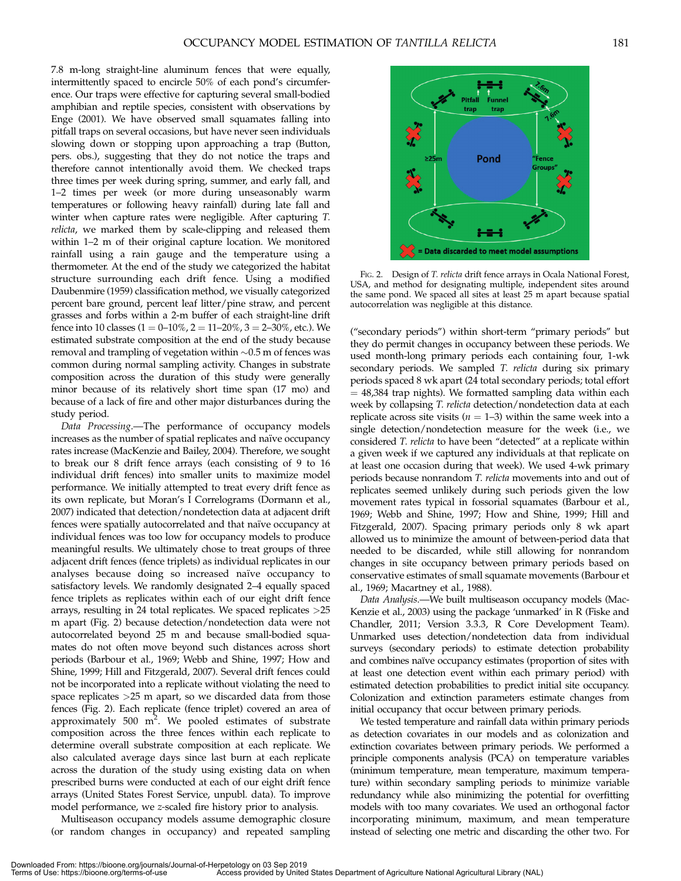7.8 m-long straight-line aluminum fences that were equally, intermittently spaced to encircle 50% of each pond's circumference. Our traps were effective for capturing several small-bodied amphibian and reptile species, consistent with observations by Enge (2001). We have observed small squamates falling into pitfall traps on several occasions, but have never seen individuals slowing down or stopping upon approaching a trap (Button, pers. obs.), suggesting that they do not notice the traps and therefore cannot intentionally avoid them. We checked traps three times per week during spring, summer, and early fall, and 1–2 times per week (or more during unseasonably warm temperatures or following heavy rainfall) during late fall and winter when capture rates were negligible. After capturing *T. relicta*, we marked them by scale-clipping and released them within 1–2 m of their original capture location. We monitored rainfall using a rain gauge and the temperature using a thermometer. At the end of the study we categorized the habitat structure surrounding each drift fence. Using a modified Daubenmire (1959) classification method, we visually categorized percent bare ground, percent leaf litter/pine straw, and percent grasses and forbs within a 2-m buffer of each straight-line drift fence into 10 classes (1 = 0–10%, 2 = 11–20%, 3 = 2–30%, etc.). We estimated substrate composition at the end of the study because removal and trampling of vegetation within ~0.5 m of fences was common during normal sampling activity. Changes in substrate composition across the duration of this study were generally minor because of its relatively short time span (17 mo) and because of a lack of fire and other major disturbances during the study period.

*Data Processing*.—The performance of occupancy models increases as the number of spatial replicates and naïve occupancy rates increase (MacKenzie and Bailey, 2004). Therefore, we sought to break our 8 drift fence arrays (each consisting of 9 to 16 individual drift fences) into smaller units to maximize model performance. We initially attempted to treat every drift fence as its own replicate, but Moran's I Correlograms (Dormann et al., 2007) indicated that detection/nondetection data at adjacent drift fences were spatially autocorrelated and that naïve occupancy at individual fences was too low for occupancy models to produce meaningful results. We ultimately chose to treat groups of three adjacent drift fences (fence triplets) as individual replicates in our analyses because doing so increased naïve occupancy to satisfactory levels. We randomly designated 2–4 equally spaced fence triplets as replicates within each of our eight drift fence arrays, resulting in 24 total replicates. We spaced replicates >25 m apart (Fig. 2) because detection/nondetection data were not autocorrelated beyond 25 m and because small-bodied squamates do not often move beyond such distances across short periods (Barbour et al., 1969; Webb and Shine, 1997; How and Shine, 1999; Hill and Fitzgerald, 2007). Several drift fences could not be incorporated into a replicate without violating the need to space replicates >25 m apart, so we discarded data from those fences (Fig. 2). Each replicate (fence triplet) covered an area of approximately 500 $m^2$. We pooled estimates of substrate composition across the three fences within each replicate to determine overall substrate composition at each replicate. We also calculated average days since last burn at each replicate across the duration of the study using existing data on when prescribed burns were conducted at each of our eight drift fence arrays (United States Forest Service, unpubl. data). To improve model performance, we *z*-scaled fire history prior to analysis.

Multiseason occupancy models assume demographic closure (or random changes in occupancy) and repeated sampling

Fig. 2. Design of *T. relicta* drift fence arrays in Ocala National Forest, USA, and method for designating multiple, independent sites around the same pond. We spaced all sites at least 25 m apart because spatial autocorrelation was negligible at this distance.

("secondary periods") within short-term "primary periods" but they do permit changes in occupancy between these periods. We used month-long primary periods each containing four, 1-wk secondary periods. We sampled *T. relicta* during six primary periods spaced 8 wk apart (24 total secondary periods; total effort = 48,384 trap nights). We formatted sampling data within each week by collapsing *T. relicta* detection/nondetection data at each replicate across site visits ($n$ = 1–3) within the same week into a single detection/nondetection measure for the week (i.e., we considered *T. relicta* to have been "detected" at a replicate within a given week if we captured any individuals at that replicate on at least one occasion during that week). We used 4-wk primary periods because nonrandom *T. relicta* movements into and out of replicates seemed unlikely during such periods given the low movement rates typical in fossorial squamates (Barbour et al., 1969; Webb and Shine, 1997; How and Shine, 1999; Hill and Fitzgerald, 2007). Spacing primary periods only 8 wk apart allowed us to minimize the amount of between-period data that needed to be discarded, while still allowing for nonrandom changes in site occupancy between primary periods based on conservative estimates of small squamate movements (Barbour et al., 1969; Macartney et al., 1988).

*Data Analysis*.—We built multiseason occupancy models (MacKenzie et al., 2003) using the package 'unmarked' in R (Fiske and Chandler, 2011; Version 3.3.3, R Core Development Team). Unmarked uses detection/nondetection data from individual surveys (secondary periods) to estimate detection probability and combines naïve occupancy estimates (proportion of sites with at least one detection event within each primary period) with estimated detection probabilities to predict initial site occupancy. Colonization and extinction parameters estimate changes from initial occupancy that occur between primary periods.

We tested temperature and rainfall data within primary periods as detection covariates in our models and as colonization and extinction covariates between primary periods. We performed a principle components analysis (PCA) on temperature variables (minimum temperature, mean temperature, maximum temperature) within secondary sampling periods to minimize variable redundancy while also minimizing the potential for overfitting models with too many covariates. We used an orthogonal factor incorporating minimum, maximum, and mean temperature instead of selecting one metric and discarding the other two. For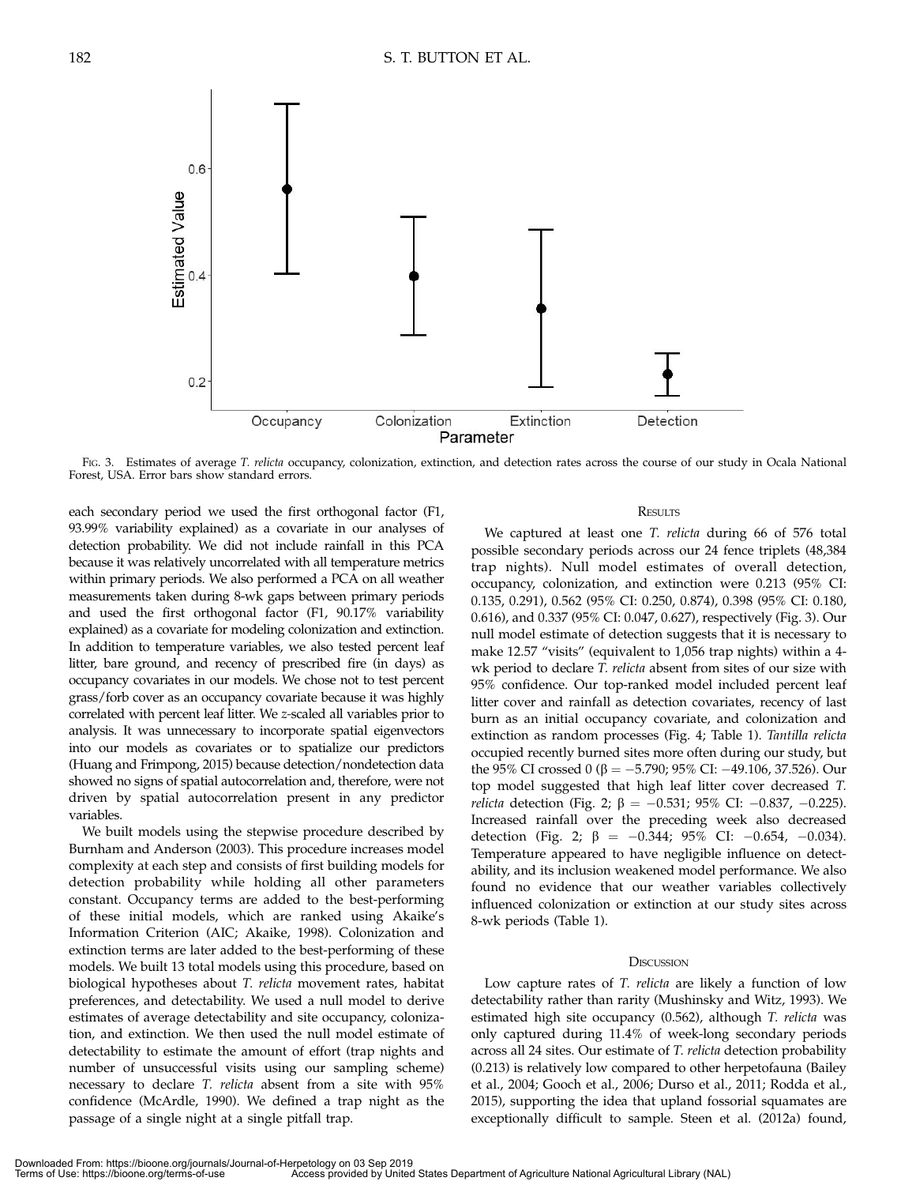Fig. 3. Estimates of average *T. relicta* occupancy, colonization, extinction, and detection rates across the course of our study in Ocala National Forest, USA. Error bars show standard errors.

each secondary period we used the first orthogonal factor (F1, 93.99% variability explained) as a covariate in our analyses of detection probability. We did not include rainfall in this PCA because it was relatively uncorrelated with all temperature metrics within primary periods. We also performed a PCA on all weather measurements taken during 8-wk gaps between primary periods and used the first orthogonal factor (F1, 90.17% variability explained) as a covariate for modeling colonization and extinction. In addition to temperature variables, we also tested percent leaf litter, bare ground, and recency of prescribed fire (in days) as occupancy covariates in our models. We chose not to test percent grass/forb cover as an occupancy covariate because it was highly correlated with percent leaf litter. We *z*-scaled all variables prior to analysis. It was unnecessary to incorporate spatial eigenvectors into our models as covariates or to spatialize our predictors (Huang and Frimpong, 2015) because detection/nondetection data showed no signs of spatial autocorrelation and, therefore, were not driven by spatial autocorrelation present in any predictor variables.

We built models using the stepwise procedure described by Burnham and Anderson (2003). This procedure increases model complexity at each step and consists of first building models for detection probability while holding all other parameters constant. Occupancy terms are added to the best-performing of these initial models, which are ranked using Akaike's Information Criterion (AIC; Akaike, 1998). Colonization and extinction terms are later added to the best-performing of these models. We built 13 total models using this procedure, based on biological hypotheses about *T. relicta* movement rates, habitat preferences, and detectability. We used a null model to derive estimates of average detectability and site occupancy, colonization, and extinction. We then used the null model estimate of detectability to estimate the amount of effort (trap nights and number of unsuccessful visits using our sampling scheme) necessary to declare *T. relicta* absent from a site with 95% confidence (McArdle, 1990). We defined a trap night as the passage of a single night at a single pitfall trap.

## Results

We captured at least one *T. relicta* during 66 of 576 total possible secondary periods across our 24 fence triplets (48,384 trap nights). Null model estimates of overall detection, occupancy, colonization, and extinction were 0.213 (95% CI: 0.135, 0.291), 0.562 (95% CI: 0.250, 0.874), 0.398 (95% CI: 0.180, 0.616), and 0.337 (95% CI: 0.047, 0.627), respectively (Fig. 3). Our null model estimate of detection suggests that it is necessary to make 12.57 "visits" (equivalent to 1,056 trap nights) within a 4-wk period to declare *T. relicta* absent from sites of our size with 95% confidence. Our top-ranked model included percent leaf litter cover and rainfall as detection covariates, recency of last burn as an initial occupancy covariate, and colonization and extinction as random processes (Fig. 4; Table 1). *Tantilla relicta* occupied recently burned sites more often during our study, but the 95% CI crossed 0 ($\beta = -5.790$; 95% CI: $-49.106$, 37.526). Our top model suggested that high leaf litter cover decreased *T. relicta* detection (Fig. 2; $\beta = -0.531$; 95% CI: $-0.837$, $-0.225$). Increased rainfall over the preceding week also decreased detection (Fig. 2; $\beta = -0.344$; 95% CI: $-0.654$, $-0.034$). Temperature appeared to have negligible influence on detectability, and its inclusion weakened model performance. We also found no evidence that our weather variables collectively influenced colonization or extinction at our study sites across 8-wk periods (Table 1).

## Discussion

Low capture rates of *T. relicta* are likely a function of low detectability rather than rarity (Mushinsky and Witz, 1993). We estimated high site occupancy (0.562), although *T. relicta* was only captured during 11.4% of week-long secondary periods across all 24 sites. Our estimate of *T. relicta* detection probability (0.213) is relatively low compared to other herpetofauna (Bailey et al., 2004; Gooch et al., 2006; Durso et al., 2011; Rodda et al., 2015), supporting the idea that upland fossorial squamates are exceptionally difficult to sample. Steen et al. (2012a) found,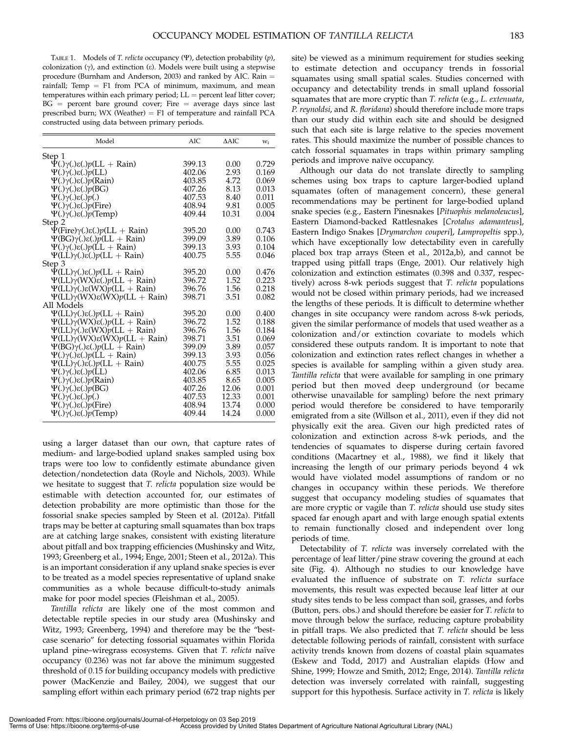TABLE 1. Models of *T. relicta* occupancy ($\Psi$), detection probability ($p$), colonization ($\gamma$), and extinction ($\varepsilon$). Models were built using a stepwise procedure (Burnham and Anderson, 2003) and ranked by AIC. Rain = rainfall; Temp = F1 from PCA of minimum, maximum, and mean temperatures within each primary period; LL = percent leaf litter cover; BG = percent bare ground cover; Fire = average days since last prescribed burn; WX (Weather) = F1 of temperature and rainfall PCA constructed using data between primary periods.

| Model | AIC | ΔAIC | $w_i$ |
|---|---|---|---|
| Step 1 | | | |
| $\Psi(.)\gamma(.)\varepsilon(.)p(\mathrm{LL + Rain})$ | 399.13 | 0.00 | 0.729 |
| $\Psi(.)\gamma(.)\varepsilon(.)p(\mathrm{LL})$ | 402.06 | 2.93 | 0.169 |
| $\Psi(.)\gamma(.)\varepsilon(.)p(\mathrm{Rain})$ | 403.85 | 4.72 | 0.069 |
| $\Psi(.)\gamma(.)\varepsilon(.)p(\mathrm{BG})$ | 407.26 | 8.13 | 0.013 |
| $\Psi(.)\gamma(.)\varepsilon(.)p(.)$ | 407.53 | 8.40 | 0.011 |
| $\Psi(.)\gamma(.)\varepsilon(.)p(\mathrm{Fire})$ | 408.94 | 9.81 | 0.005 |
| $\Psi(.)\gamma(.)\varepsilon(.)p(\mathrm{Temp})$ | 409.44 | 10.31 | 0.004 |
| Step 2 | | | |
| $\Psi(\mathrm{Fire})\gamma(.)\varepsilon(.)p(\mathrm{LL + Rain})$ | 395.20 | 0.00 | 0.743 |
| $\Psi(\mathrm{BG})\gamma(.)\varepsilon(.)p(\mathrm{LL + Rain})$ | 399.09 | 3.89 | 0.106 |
| $\Psi(.)\gamma(.)\varepsilon(.)p(\mathrm{LL + Rain})$ | 399.13 | 3.93 | 0.104 |
| $\Psi(\mathrm{LL})\gamma(.)\varepsilon(.)p(\mathrm{LL + Rain})$ | 400.75 | 5.55 | 0.046 |
| Step 3 | | | |
| $\Psi(\mathrm{LL})\gamma(.)\varepsilon(.)p(\mathrm{LL + Rain})$ | 395.20 | 0.00 | 0.476 |
| $\Psi(\mathrm{LL})\gamma(\mathrm{WX})\varepsilon(.)p(\mathrm{LL + Rain})$ | 396.72 | 1.52 | 0.223 |
| $\Psi(\mathrm{LL})\gamma(.)\varepsilon(\mathrm{WX})p(\mathrm{LL + Rain})$ | 396.76 | 1.56 | 0.218 |
| $\Psi(\mathrm{LL})\gamma(\mathrm{WX})\varepsilon(\mathrm{WX})p(\mathrm{LL + Rain})$ | 398.71 | 3.51 | 0.082 |
| All Models | | | |
| $\Psi(\mathrm{LL})\gamma(.)\varepsilon(.)p(\mathrm{LL + Rain})$ | 395.20 | 0.00 | 0.400 |
| $\Psi(\mathrm{LL})\gamma(\mathrm{WX})\varepsilon(.)p(\mathrm{LL + Rain})$ | 396.72 | 1.52 | 0.188 |
| $\Psi(\mathrm{LL})\gamma(.)\varepsilon(\mathrm{WX})p(\mathrm{LL + Rain})$ | 396.76 | 1.56 | 0.184 |
| $\Psi(\mathrm{LL})\gamma(\mathrm{WX})\varepsilon(\mathrm{WX})p(\mathrm{LL + Rain})$ | 398.71 | 3.51 | 0.069 |
| $\Psi(\mathrm{BG})\gamma(.)\varepsilon(.)p(\mathrm{LL + Rain})$ | 399.09 | 3.89 | 0.057 |
| $\Psi(.)\gamma(.)\varepsilon(.)p(\mathrm{LL + Rain})$ | 399.13 | 3.93 | 0.056 |
| $\Psi(\mathrm{LL})\gamma(.)\varepsilon(.)p(\mathrm{LL + Rain})$ | 400.75 | 5.55 | 0.025 |
| $\Psi(.)\gamma(.)\varepsilon(.)p(\mathrm{LL})$ | 402.06 | 6.85 | 0.013 |
| $\Psi(.)\gamma(.)\varepsilon(.)p(\mathrm{Rain})$ | 403.85 | 8.65 | 0.005 |
| $\Psi(.)\gamma(.)\varepsilon(.)p(\mathrm{BG})$ | 407.26 | 12.06 | 0.001 |
| $\Psi(.)\gamma(.)\varepsilon(.)p(.)$ | 407.53 | 12.33 | 0.001 |
| $\Psi(.)\gamma(.)\varepsilon(.)p(\mathrm{Fire})$ | 408.94 | 13.74 | 0.000 |
| $\Psi(.)\gamma(.)\varepsilon(.)p(\mathrm{Temp})$ | 409.44 | 14.24 | 0.000 |

using a larger dataset than our own, that capture rates of medium- and large-bodied upland snakes sampled using box traps were too low to confidently estimate abundance given detection/nondetection data (Royle and Nichols, 2003). While we hesitate to suggest that *T. relicta* population size would be estimable with detection accounted for, our estimates of detection probability are more optimistic than those for the fossorial snake species sampled by Steen et al. (2012a). Pitfall traps may be better at capturing small squamates than box traps are at catching large snakes, consistent with existing literature about pitfall and box trapping efficiencies (Mushinsky and Witz, 1993; Greenberg et al., 1994; Enge, 2001; Steen et al., 2012a). This is an important consideration if any upland snake species is ever to be treated as a model species representative of upland snake communities as a whole because difficult-to-study animals make for poor model species (Fleishman et al., 2005).

*Tantilla relicta* are likely one of the most common and detectable reptile species in our study area (Mushinsky and Witz, 1993; Greenberg, 1994) and therefore may be the "best-case scenario" for detecting fossorial squamates within Florida upland pine–wiregrass ecosystems. Given that *T. relicta* naïve occupancy (0.236) was not far above the minimum suggested threshold of 0.15 for building occupancy models with predictive power (MacKenzie and Bailey, 2004), we suggest that our sampling effort within each primary period (672 trap nights per site) be viewed as a minimum requirement for studies seeking to estimate detection and occupancy trends in fossorial squamates using small spatial scales. Studies concerned with occupancy and detectability trends in small upland fossorial squamates that are more cryptic than *T. relicta* (e.g., *L. extenuata*, *P. reynoldsi*, and *R. floridana*) should therefore include more traps than our study did within each site and should be designed such that each site is large relative to the species movement rates. This should maximize the number of possible chances to catch fossorial squamates in traps within primary sampling periods and improve naïve occupancy.

Although our data do not translate directly to sampling schemes using box traps to capture larger-bodied upland squamates (often of management concern), these general recommendations may be pertinent for large-bodied upland snake species (e.g., Eastern Pinesnakes [*Pituophis melanoleucus*], Eastern Diamond-backed Rattlesnakes [*Crotalus adamanteus*], Eastern Indigo Snakes [*Drymarchon couperi*], *Lampropeltis* spp.), which have exceptionally low detectability even in carefully placed box trap arrays (Steen et al., 2012a,b), and cannot be trapped using pitfall traps (Enge, 2001). Our relatively high colonization and extinction estimates (0.398 and 0.337, respectively) across 8-wk periods suggest that *T. relicta* populations would not be closed within primary periods, had we increased the lengths of these periods. It is difficult to determine whether changes in site occupancy were random across 8-wk periods, given the similar performance of models that used weather as a colonization and/or extinction covariate to models which considered these outputs random. It is important to note that colonization and extinction rates reflect changes in whether a species is available for sampling within a given study area. *Tantilla relicta* that were available for sampling in one primary period but then moved deep underground (or became otherwise unavailable for sampling) before the next primary period would therefore be considered to have temporarily emigrated from a site (Willson et al., 2011), even if they did not physically exit the area. Given our high predicted rates of colonization and extinction across 8-wk periods, and the tendencies of squamates to disperse during certain favored conditions (Macartney et al., 1988), we find it likely that increasing the length of our primary periods beyond 4 wk would have violated model assumptions of random or no changes in occupancy within these periods. We therefore suggest that occupancy modeling studies of squamates that are more cryptic or vagile than *T. relicta* should use study sites spaced far enough apart and with large enough spatial extents to remain functionally closed and independent over long periods of time.

Detectability of *T. relicta* was inversely correlated with the percentage of leaf litter/pine straw covering the ground at each site (Fig. 4). Although no studies to our knowledge have evaluated the influence of substrate on *T. relicta* surface movements, this result was expected because leaf litter at our study sites tends to be less compact than soil, grasses, and forbs (Button, pers. obs.) and should therefore be easier for *T. relicta* to move through below the surface, reducing capture probability in pitfall traps. We also predicted that *T. relicta* should be less detectable following periods of rainfall, consistent with surface activity trends known from dozens of coastal plain squamates (Eskew and Todd, 2017) and Australian elapids (How and Shine, 1999; Howze and Smith, 2012; Enge, 2014). *Tantilla relicta* detection was inversely correlated with rainfall, suggesting support for this hypothesis. Surface activity in *T. relicta* is likely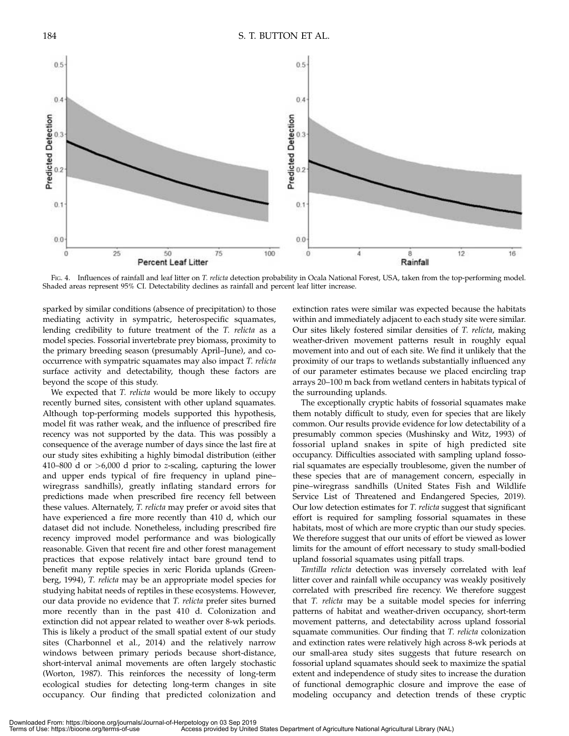FIG. 4. Influences of rainfall and leaf litter on *T. relicta* detection probability in Ocala National Forest, USA, taken from the top-performing model. Shaded areas represent 95% CI. Detectability declines as rainfall and percent leaf litter increase.

sparked by similar conditions (absence of precipitation) to those mediating activity in sympatric, heterospecific squamates, lending credibility to future treatment of the *T. relicta* as a model species. Fossorial invertebrate prey biomass, proximity to the primary breeding season (presumably April–June), and co-occurrence with sympatric squamates may also impact *T. relicta* surface activity and detectability, though these factors are beyond the scope of this study.

We expected that *T. relicta* would be more likely to occupy recently burned sites, consistent with other upland squamates. Although top-performing models supported this hypothesis, model fit was rather weak, and the influence of prescribed fire recency was not supported by the data. This was possibly a consequence of the average number of days since the last fire at our study sites exhibiting a highly bimodal distribution (either 410–800 d or >6,000 d prior to *z*-scaling, capturing the lower and upper ends typical of fire frequency in upland pine–wiregrass sandhills), greatly inflating standard errors for predictions made when prescribed fire recency fell between these values. Alternately, *T. relicta* may prefer or avoid sites that have experienced a fire more recently than 410 d, which our dataset did not include. Nonetheless, including prescribed fire recency improved model performance and was biologically reasonable. Given that recent fire and other forest management practices that expose relatively intact bare ground tend to benefit many reptile species in xeric Florida uplands (Greenberg, 1994), *T. relicta* may be an appropriate model species for studying habitat needs of reptiles in these ecosystems. However, our data provide no evidence that *T. relicta* prefer sites burned more recently than in the past 410 d. Colonization and extinction did not appear related to weather over 8-wk periods. This is likely a product of the small spatial extent of our study sites (Charbonnel et al., 2014) and the relatively narrow windows between primary periods because short-distance, short-interval animal movements are often largely stochastic (Worton, 1987). This reinforces the necessity of long-term ecological studies for detecting long-term changes in site occupancy. Our finding that predicted colonization and extinction rates were similar was expected because the habitats within and immediately adjacent to each study site were similar. Our sites likely fostered similar densities of *T. relicta*, making weather-driven movement patterns result in roughly equal movement into and out of each site. We find it unlikely that the proximity of our traps to wetlands substantially influenced any of our parameter estimates because we placed encircling trap arrays 20–100 m back from wetland centers in habitats typical of the surrounding uplands.

The exceptionally cryptic habits of fossorial squamates make them notably difficult to study, even for species that are likely common. Our results provide evidence for low detectability of a presumably common species (Mushinsky and Witz, 1993) of fossorial upland snakes in spite of high predicted site occupancy. Difficulties associated with sampling upland fossorial squamates are especially troublesome, given the number of these species that are of management concern, especially in pine–wiregrass sandhills (United States Fish and Wildlife Service List of Threatened and Endangered Species, 2019). Our low detection estimates for *T. relicta* suggest that significant effort is required for sampling fossorial squamates in these habitats, most of which are more cryptic than our study species. We therefore suggest that our units of effort be viewed as lower limits for the amount of effort necessary to study small-bodied upland fossorial squamates using pitfall traps.

*Tantilla relicta* detection was inversely correlated with leaf litter cover and rainfall while occupancy was weakly positively correlated with prescribed fire recency. We therefore suggest that *T. relicta* may be a suitable model species for inferring patterns of habitat and weather-driven occupancy, short-term movement patterns, and detectability across upland fossorial squamate communities. Our finding that *T. relicta* colonization and extinction rates were relatively high across 8-wk periods at our small-area study sites suggests that future research on fossorial upland squamates should seek to maximize the spatial extent and independence of study sites to increase the duration of functional demographic closure and improve the ease of modeling occupancy and detection trends of these cryptic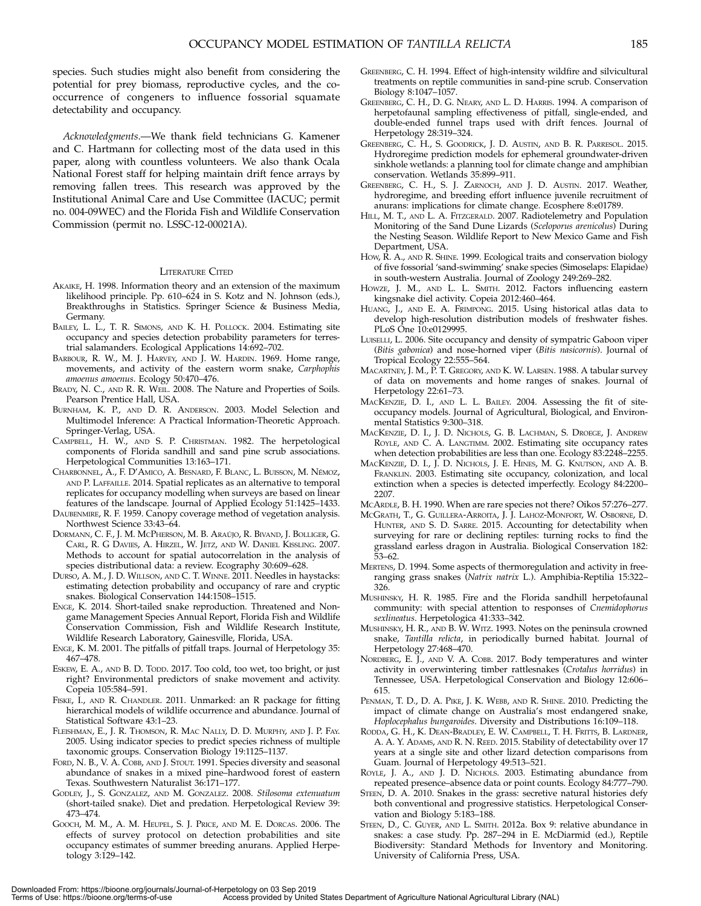species. Such studies might also benefit from considering the potential for prey biomass, reproductive cycles, and the co-occurrence of congeners to influence fossorial squamate detectability and occupancy.

*Acknowledgments*.—We thank field technicians G. Kamener and C. Hartmann for collecting most of the data used in this paper, along with countless volunteers. We also thank Ocala National Forest staff for helping maintain drift fence arrays by removing fallen trees. This research was approved by the Institutional Animal Care and Use Committee (IACUC; permit no. 004-09WEC) and the Florida Fish and Wildlife Conservation Commission (permit no. LSSC-12-00021A).

## Literature Cited

Akaike, H. 1998. Information theory and an extension of the maximum likelihood principle. Pp. 610–624 in S. Kotz and N. Johnson (eds.), Breakthroughs in Statistics. Springer Science & Business Media, Germany.

Bailey, L. L., T. R. Simons, and K. H. Pollock. 2004. Estimating site occupancy and species detection probability parameters for terrestrial salamanders. Ecological Applications 14:692–702.

Barbour, R. W., M. J. Harvey, and J. W. Hardin. 1969. Home range, movements, and activity of the eastern worm snake, *Carphophis amoenus amoenus*. Ecology 50:470–476.

Brady, N. C., and R. R. Weil. 2008. The Nature and Properties of Soils. Pearson Prentice Hall, USA.

Burnham, K. P., and D. R. Anderson. 2003. Model Selection and Multimodel Inference: A Practical Information-Theoretic Approach. Springer-Verlag, USA.

Campbell, H. W., and S. P. Christman. 1982. The herpetological components of Florida sandhill and sand pine scrub associations. Herpetological Communities 13:163–171.

Charbonnel, A., F. D'Amico, A. Besnard, F. Blanc, L. Buisson, M. Némoz, and P. Laffaille. 2014. Spatial replicates as an alternative to temporal replicates for occupancy modelling when surveys are based on linear features of the landscape. Journal of Applied Ecology 51:1425–1433.

Daubenmire, R. F. 1959. Canopy coverage method of vegetation analysis. Northwest Science 33:43–64.

Dormann, C. F., J. M. McPherson, M. B. Araújo, R. Bivand, J. Bolliger, G. Carl, R. G Davies, A. Hirzel, W. Jetz, and W. Daniel Kissling. 2007. Methods to account for spatial autocorrelation in the analysis of species distributional data: a review. Ecography 30:609–628.

Durso, A. M., J. D. Willson, and C. T. Winne. 2011. Needles in haystacks: estimating detection probability and occupancy of rare and cryptic snakes. Biological Conservation 144:1508–1515.

Enge, K. 2014. Short-tailed snake reproduction. Threatened and Non-game Management Species Annual Report, Florida Fish and Wildlife Conservation Commission, Fish and Wildlife Research Institute, Wildlife Research Laboratory, Gainesville, Florida, USA.

Enge, K. M. 2001. The pitfalls of pitfall traps. Journal of Herpetology 35: 467–478.

Eskew, E. A., and B. D. Todd. 2017. Too cold, too wet, too bright, or just right? Environmental predictors of snake movement and activity. Copeia 105:584–591.

Fiske, I., and R. Chandler. 2011. Unmarked: an R package for fitting hierarchical models of wildlife occurrence and abundance. Journal of Statistical Software 43:1–23.

Fleishman, E., J. R. Thomson, R. Mac Nally, D. D. Murphy, and J. P. Fay. 2005. Using indicator species to predict species richness of multiple taxonomic groups. Conservation Biology 19:1125–1137.

Ford, N. B., V. A. Cobb, and J. Stout. 1991. Species diversity and seasonal abundance of snakes in a mixed pine–hardwood forest of eastern Texas. Southwestern Naturalist 36:171–177.

Godley, J., S. Gonzalez, and M. Gonzalez. 2008. *Stilosoma extenuatum* (short-tailed snake). Diet and predation. Herpetological Review 39: 473–474.

Gooch, M. M., A. M. Heupel, S. J. Price, and M. E. Dorcas. 2006. The effects of survey protocol on detection probabilities and site occupancy estimates of summer breeding anurans. Applied Herpetology 3:129–142.

Greenberg, C. H. 1994. Effect of high-intensity wildfire and silvicultural treatments on reptile communities in sand-pine scrub. Conservation Biology 8:1047–1057.

Greenberg, C. H., D. G. Neary, and L. D. Harris. 1994. A comparison of herpetofaunal sampling effectiveness of pitfall, single-ended, and double-ended funnel traps used with drift fences. Journal of Herpetology 28:319–324.

Greenberg, C. H., S. Goodrick, J. D. Austin, and B. R. Parresol. 2015. Hydroregime prediction models for ephemeral groundwater-driven sinkhole wetlands: a planning tool for climate change and amphibian conservation. Wetlands 35:899–911.

Greenberg, C. H., S. J. Zarnoch, and J. D. Austin. 2017. Weather, hydroregime, and breeding effort influence juvenile recruitment of anurans: implications for climate change. Ecosphere 8:e01789.

Hill, M. T., and L. A. Fitzgerald. 2007. Radiotelemetry and Population Monitoring of the Sand Dune Lizards (*Sceloporus arenicolus*) During the Nesting Season. Wildlife Report to New Mexico Game and Fish Department, USA.

How, R. A., and R. Shine. 1999. Ecological traits and conservation biology of five fossorial 'sand-swimming' snake species (Simoselaps: Elapidae) in south-western Australia. Journal of Zoology 249:269–282.

Howze, J. M., and L. L. Smith. 2012. Factors influencing eastern kingsnake diel activity. Copeia 2012:460–464.

Huang, J., and E. A. Frimpong. 2015. Using historical atlas data to develop high-resolution distribution models of freshwater fishes. PLoS One 10:e0129995.

Luiselli, L. 2006. Site occupancy and density of sympatric Gaboon viper (*Bitis gabonica*) and nose-horned viper (*Bitis nasicornis*). Journal of Tropical Ecology 22:555–564.

Macartney, J. M., P. T. Gregory, and K. W. Larsen. 1988. A tabular survey of data on movements and home ranges of snakes. Journal of Herpetology 22:61–73.

MacKenzie, D. I., and L. L. Bailey. 2004. Assessing the fit of site-occupancy models. Journal of Agricultural, Biological, and Environmental Statistics 9:300–318.

MacKenzie, D. I., J. D. Nichols, G. B. Lachman, S. Droege, J. Andrew Royle, and C. A. Langtimm. 2002. Estimating site occupancy rates when detection probabilities are less than one. Ecology 83:2248–2255.

MacKenzie, D. I., J. D. Nichols, J. E. Hines, M. G. Knutson, and A. B. Franklin. 2003. Estimating site occupancy, colonization, and local extinction when a species is detected imperfectly. Ecology 84:2200–2207.

McArdle, B. H. 1990. When are rare species not there? Oikos 57:276–277.

McGrath, T., G. Guillera-Arroita, J. J. Lahoz-Monfort, W. Osborne, D. Hunter, and S. D. Sarre. 2015. Accounting for detectability when surveying for rare or declining reptiles: turning rocks to find the grassland earless dragon in Australia. Biological Conservation 182: 53–62.

Mertens, D. 1994. Some aspects of thermoregulation and activity in free-ranging grass snakes (*Natrix natrix* L.). Amphibia-Reptilia 15:322–326.

Mushinsky, H. R. 1985. Fire and the Florida sandhill herpetofaunal community: with special attention to responses of *Cnemidophorus sexlineatus*. Herpetologica 41:333–342.

Mushinsky, H. R., and B. W. Witz. 1993. Notes on the peninsula crowned snake, *Tantilla relicta*, in periodically burned habitat. Journal of Herpetology 27:468–470.

Nordberg, E. J., and V. A. Cobb. 2017. Body temperatures and winter activity in overwintering timber rattlesnakes (*Crotalus horridus*) in Tennessee, USA. Herpetological Conservation and Biology 12:606–615.

Penman, T. D., D. A. Pike, J. K. Webb, and R. Shine. 2010. Predicting the impact of climate change on Australia's most endangered snake, *Hoplocephalus bungaroides*. Diversity and Distributions 16:109–118.

Rodda, G. H., K. Dean-Bradley, E. W. Campbell, T. H. Fritts, B. Lardner, A. A. Y. Adams, and R. N. Reed. 2015. Stability of detectability over 17 years at a single site and other lizard detection comparisons from Guam. Journal of Herpetology 49:513–521.

Royle, J. A., and J. D. Nichols. 2003. Estimating abundance from repeated presence–absence data or point counts. Ecology 84:777–790.

Steen, D. A. 2010. Snakes in the grass: secretive natural histories defy both conventional and progressive statistics. Herpetological Conservation and Biology 5:183–188.

Steen, D., C. Guyer, and L. Smith. 2012a. Box 9: relative abundance in snakes: a case study. Pp. 287–294 in E. McDiarmid (ed.), Reptile Biodiversity: Standard Methods for Inventory and Monitoring. University of California Press, USA.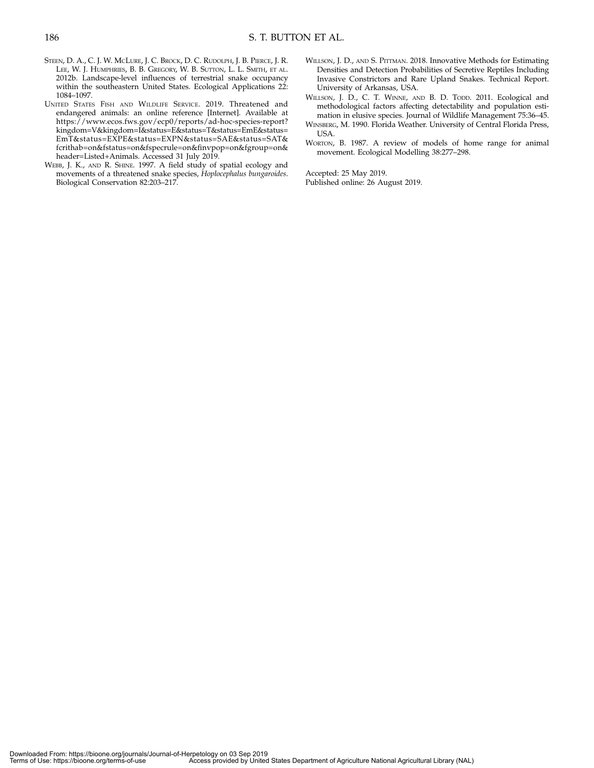Steen, D. A., C. J. W. McClure, J. C. Brock, D. C. Rudolph, J. B. Pierce, J. R. Lee, W. J. Humphries, B. B. Gregory, W. B. Sutton, L. L. Smith, et al. 2012b. Landscape-level influences of terrestrial snake occupancy within the southeastern United States. Ecological Applications 22: 1084–1097.

United States Fish and Wildlife Service. 2019. Threatened and endangered animals: an online reference [Internet]. Available at https://www.ecos.fws.gov/ecp0/reports/ad-hoc-species-report?kingdom=V&kingdom=I&status=E&status=T&status=EmE&status=EmT&status=EXPE&status=EXPN&status=SAE&status=SAT&fcrithab=on&fstatus=on&fspecrule=on&finvpop=on&fgroup=on&header=Listed+Animals. Accessed 31 July 2019.

Webb, J. K., and R. Shine. 1997. A field study of spatial ecology and movements of a threatened snake species, *Hoplocephalus bungaroides*. Biological Conservation 82:203–217.

Willson, J. D., and S. Pittman. 2018. Innovative Methods for Estimating Densities and Detection Probabilities of Secretive Reptiles Including Invasive Constrictors and Rare Upland Snakes. Technical Report. University of Arkansas, USA.

Willson, J. D., C. T. Winne, and B. D. Todd. 2011. Ecological and methodological factors affecting detectability and population estimation in elusive species. Journal of Wildlife Management 75:36–45.

Winsberg, M. 1990. Florida Weather. University of Central Florida Press, USA.

Worton, B. 1987. A review of models of home range for animal movement. Ecological Modelling 38:277–298.

Accepted: 25 May 2019.
Published online: 26 August 2019.